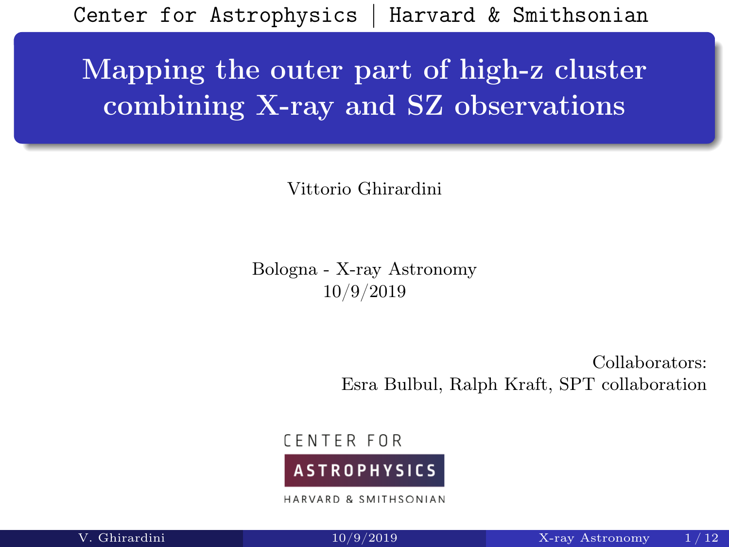Center for Astrophysics | Harvard & Smithsonian

# Mapping the outer part of high-z cluster combining X-ray and SZ observations

Vittorio Ghirardini

Bologna - X-ray Astronomy
10/9/2019

Collaborators:
Esra Bulbul, Ralph Kraft, SPT collaboration

CENTER FOR ASTROPHYSICS
HARVARD & SMITHSONIAN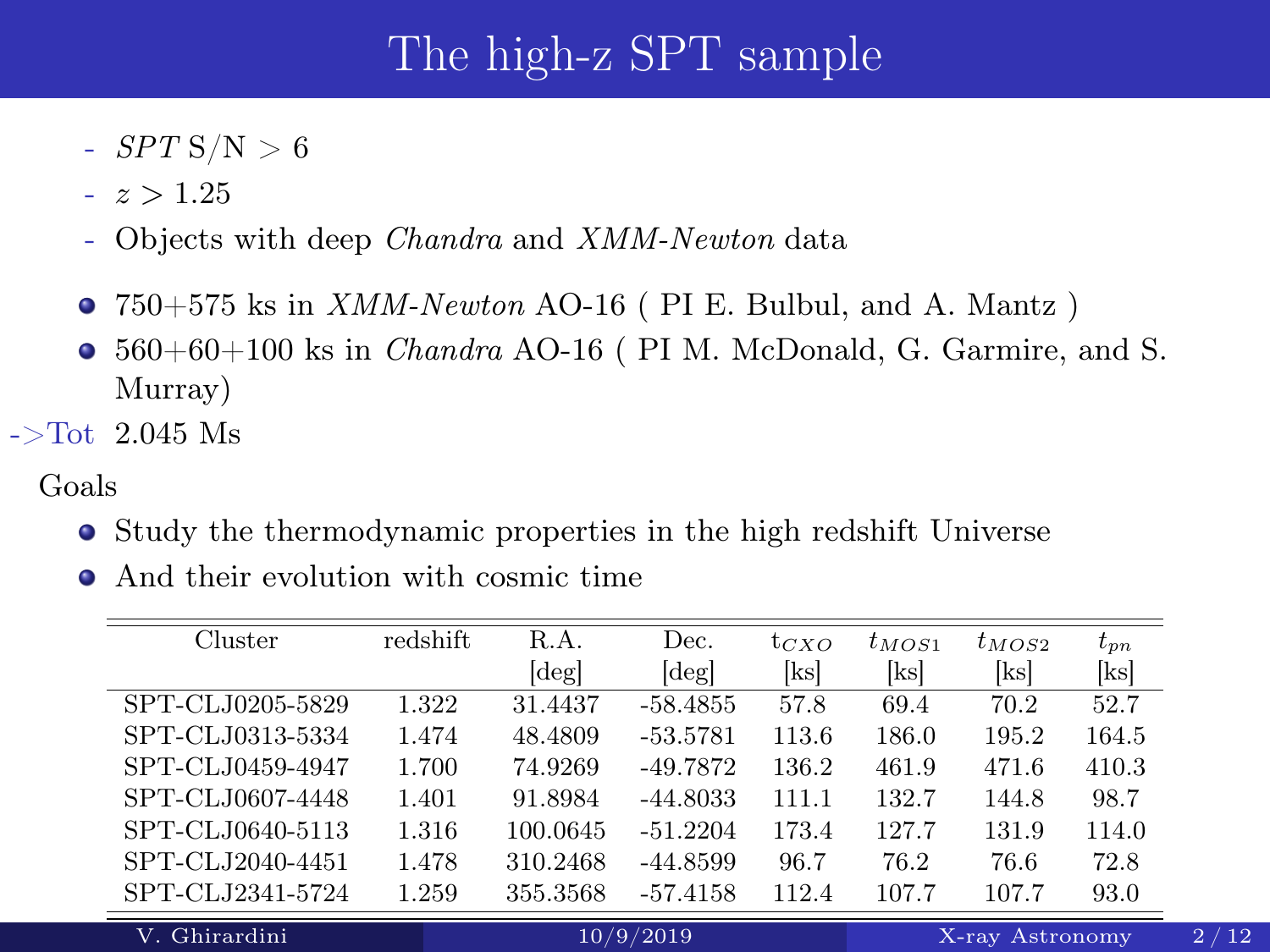# The high-z SPT sample

- *SPT* S/N > 6
- $z > 1.25$
- Objects with deep *Chandra* and *XMM-Newton* data

- 750+575 ks in *XMM-Newton* AO-16 ( PI E. Bulbul, and A. Mantz )
- 560+60+100 ks in *Chandra* AO-16 ( PI M. McDonald, G. Garmire, and S. Murray)

->Tot 2.045 Ms

Goals

- Study the thermodynamic properties in the high redshift Universe
- And their evolution with cosmic time

| Cluster | redshift | R.A. [deg] | Dec. [deg] | $t_{CXO}$ [ks] | $t_{MOS1}$ [ks] | $t_{MOS2}$ [ks] | $t_{pn}$ [ks] |
|---|---|---|---|---|---|---|---|
| SPT-CLJ0205-5829 | 1.322 | 31.4437 | -58.4855 | 57.8 | 69.4 | 70.2 | 52.7 |
| SPT-CLJ0313-5334 | 1.474 | 48.4809 | -53.5781 | 113.6 | 186.0 | 195.2 | 164.5 |
| SPT-CLJ0459-4947 | 1.700 | 74.9269 | -49.7872 | 136.2 | 461.9 | 471.6 | 410.3 |
| SPT-CLJ0607-4448 | 1.401 | 91.8984 | -44.8033 | 111.1 | 132.7 | 144.8 | 98.7 |
| SPT-CLJ0640-5113 | 1.316 | 100.0645 | -51.2204 | 173.4 | 127.7 | 131.9 | 114.0 |
| SPT-CLJ2040-4451 | 1.478 | 310.2468 | -44.8599 | 96.7 | 76.2 | 76.6 | 72.8 |
| SPT-CLJ2341-5724 | 1.259 | 355.3568 | -57.4158 | 112.4 | 107.7 | 107.7 | 93.0 |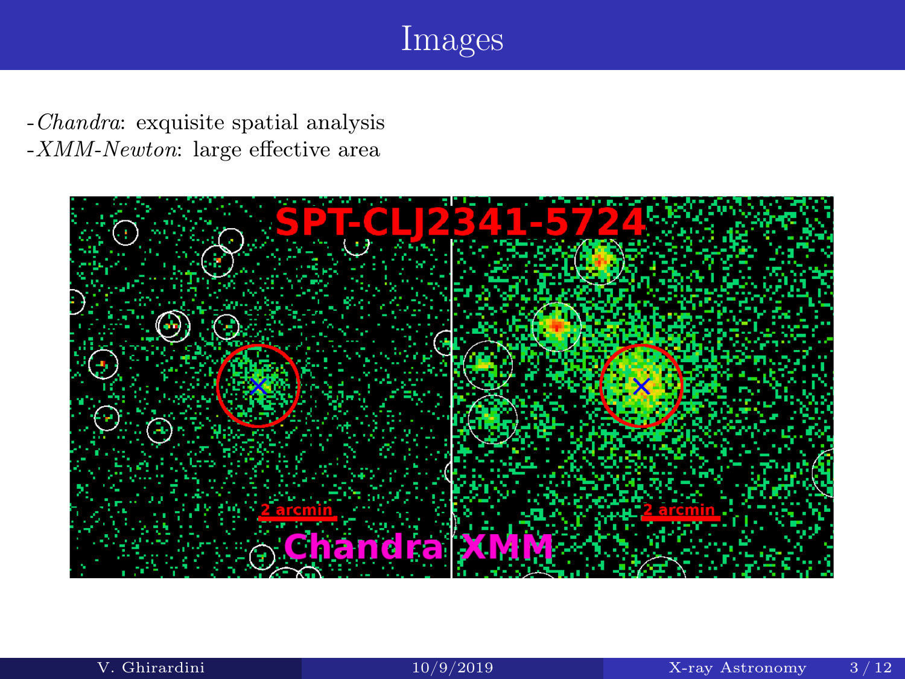# Images

- *Chandra*: exquisite spatial analysis
- *XMM-Newton*: large effective area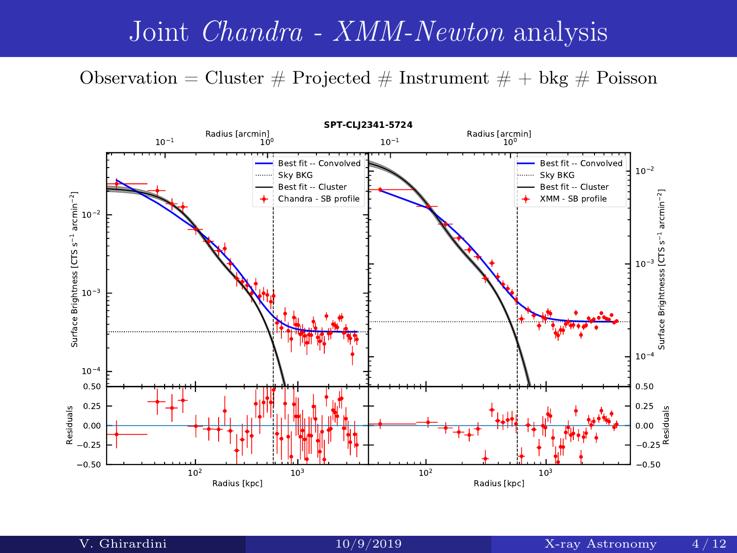# Joint *Chandra* - *XMM-Newton* analysis

Observation = Cluster # Projected # Instrument # + bkg # Poisson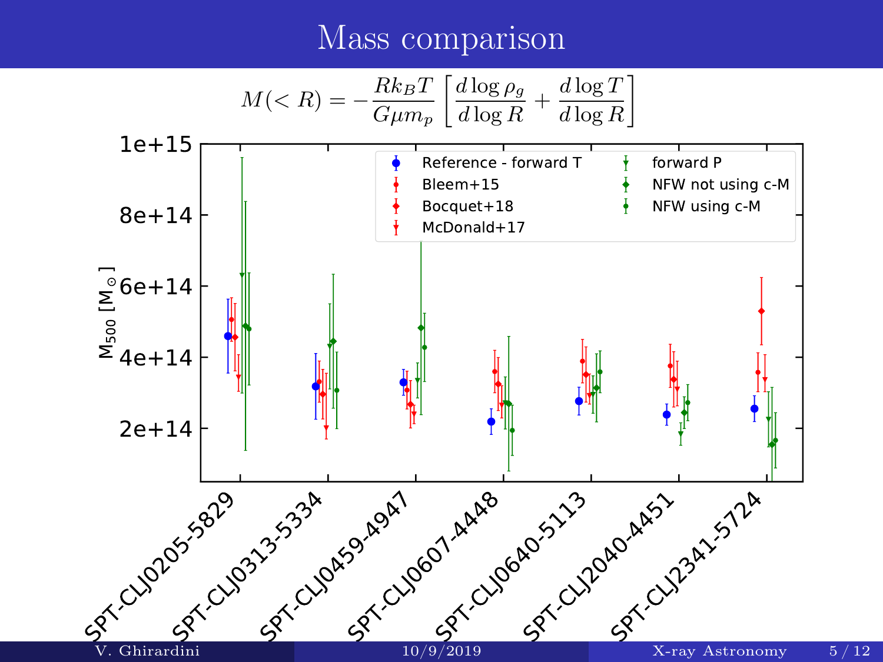# Mass comparison

$$M(< R) = -\frac{R k_B T}{G \mu m_p} \left[ \frac{d \log \rho_g}{d \log R} + \frac{d \log T}{d \log R} \right]$$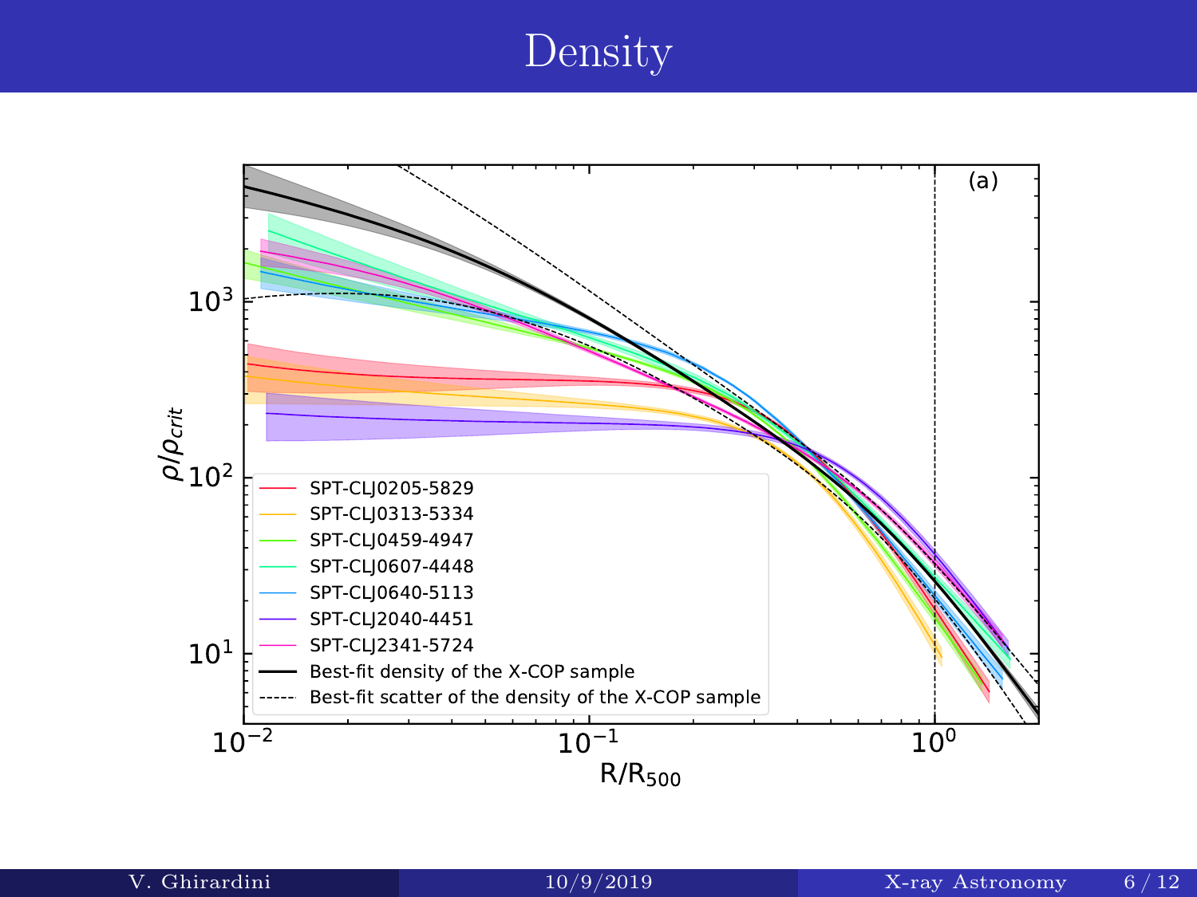# Density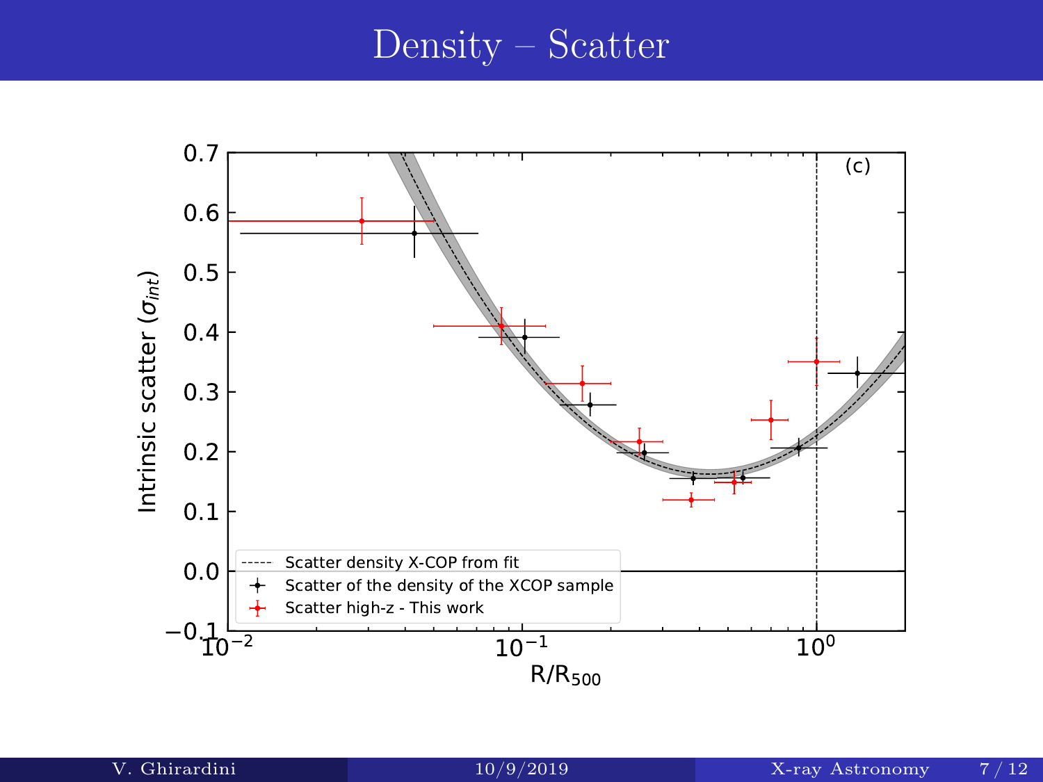# Density – Scatter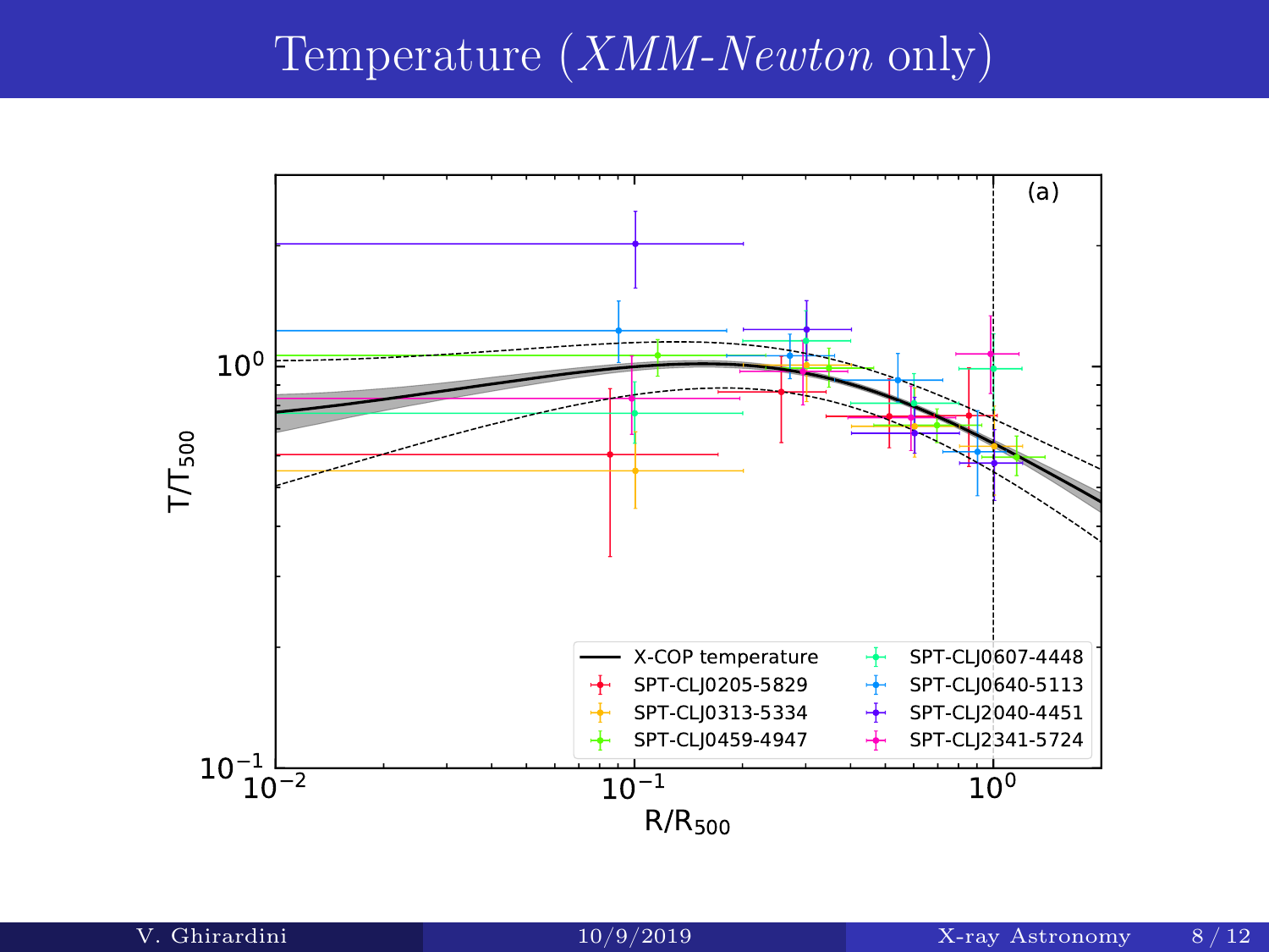# Temperature (*XMM-Newton* only)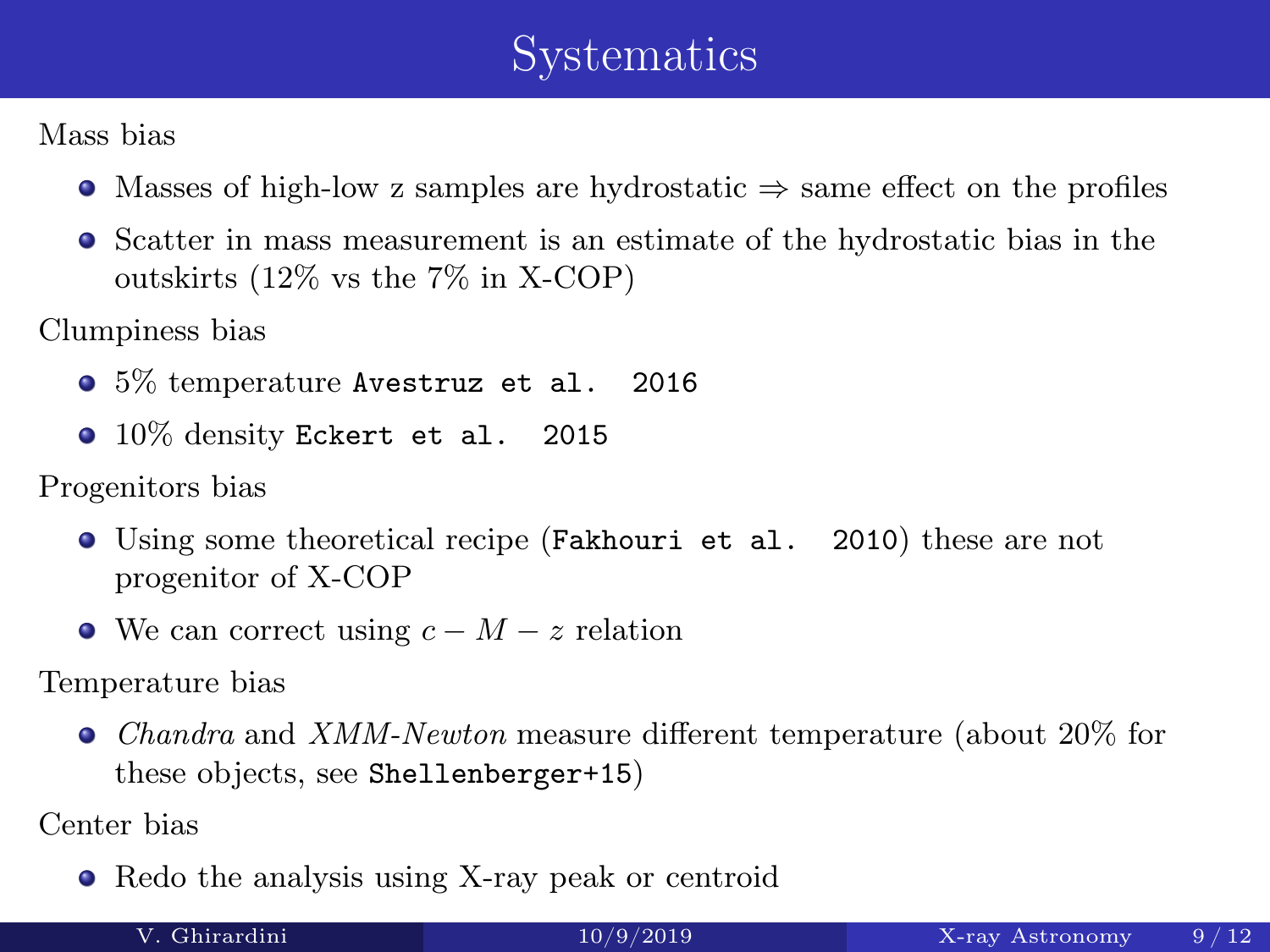# Systematics

Mass bias

- Masses of high-low z samples are hydrostatic $\Rightarrow$ same effect on the profiles
- Scatter in mass measurement is an estimate of the hydrostatic bias in the outskirts (12% vs the 7% in X-COP)

Clumpiness bias

- 5% temperature `Avestruz et al. 2016`
- 10% density `Eckert et al. 2015`

Progenitors bias

- Using some theoretical recipe (`Fakhouri et al. 2010`) these are not progenitor of X-COP
- We can correct using $c - M - z$ relation

Temperature bias

- *Chandra* and *XMM-Newton* measure different temperature (about 20% for these objects, see `Shellenberger+15`)

Center bias

- Redo the analysis using X-ray peak or centroid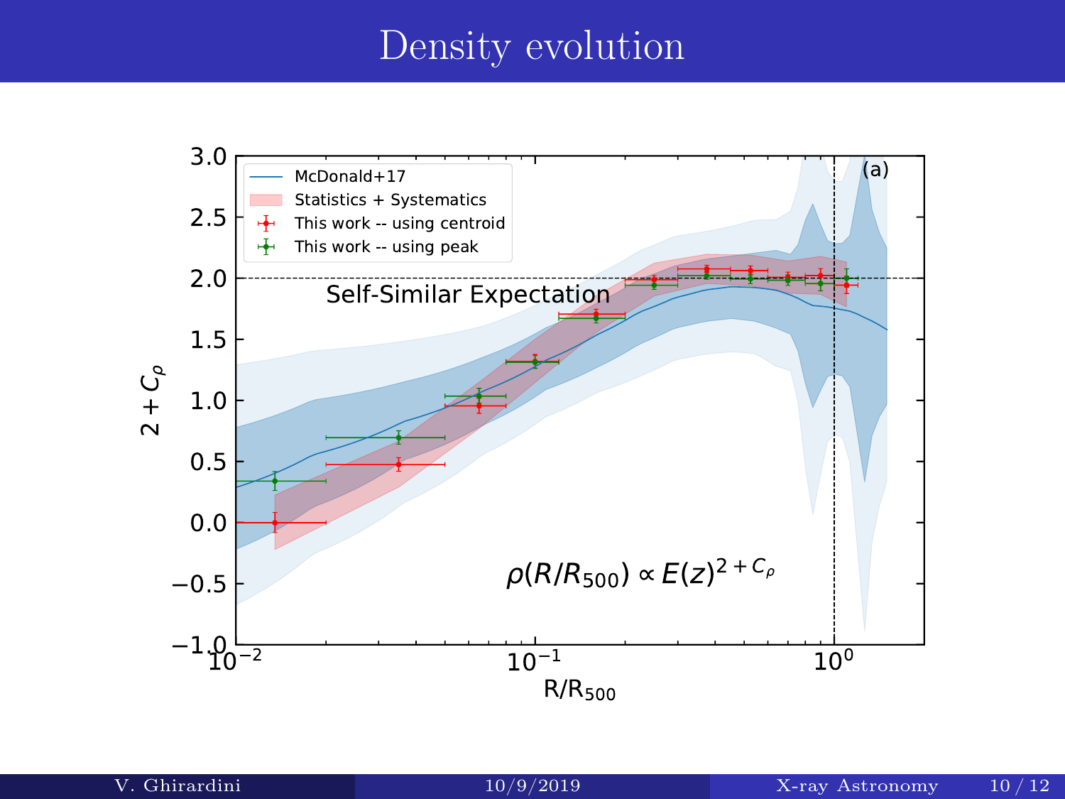# Density evolution

McDonald+17

Statistics + Systematics

This work -- using centroid

This work -- using peak

Self-Similar Expectation

$\rho(R/R_{500}) \propto E(z)^{2+C_\rho}$

(a)

$2 + C_\rho$

$R/R_{500}$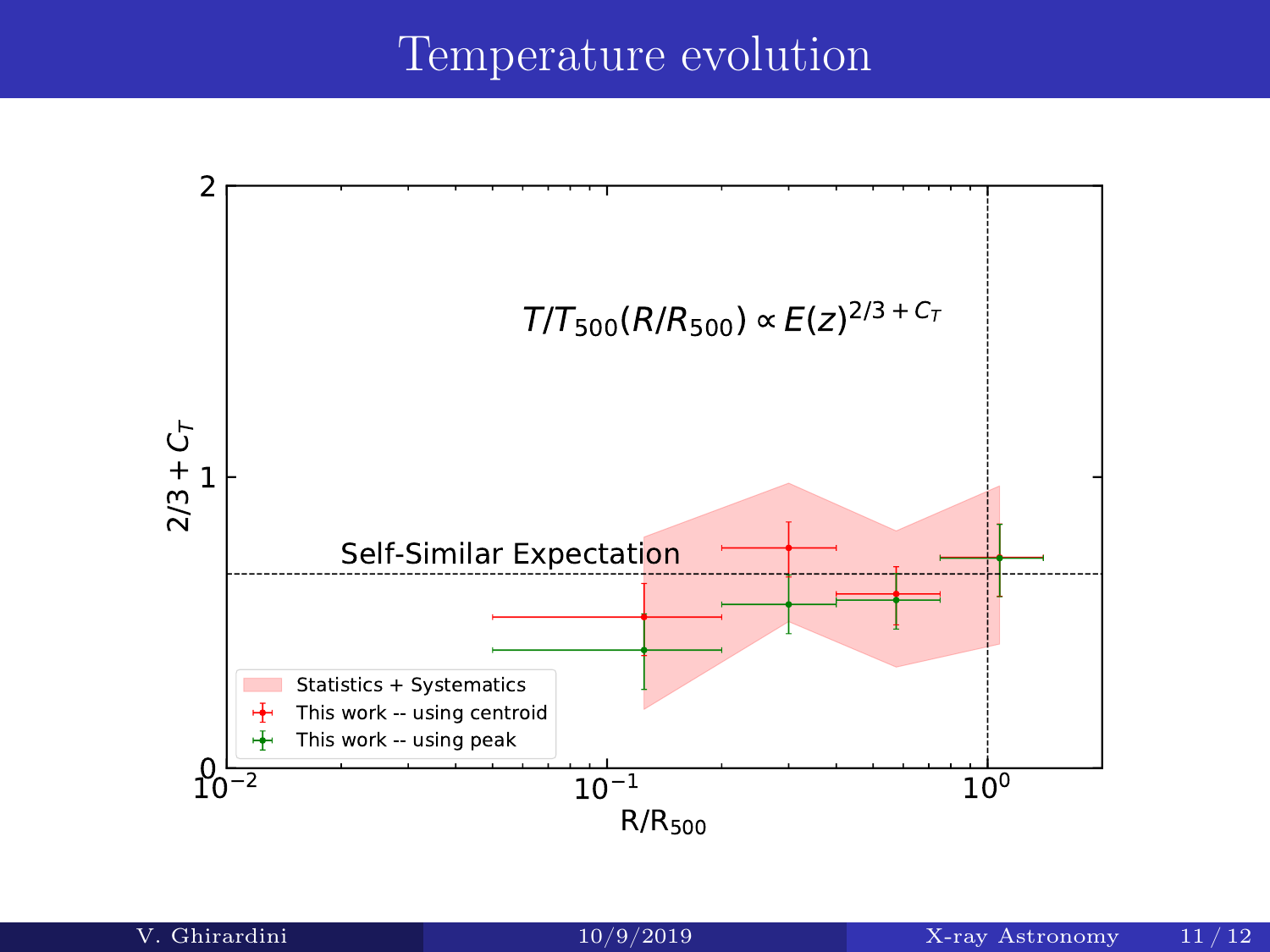# Temperature evolution

$$T/T_{500}(R/R_{500}) \propto E(z)^{2/3 + C_T}$$

Self-Similar Expectation

- Statistics + Systematics
- This work -- using centroid
- This work -- using peak

$2/3 + C_T$

$R/R_{500}$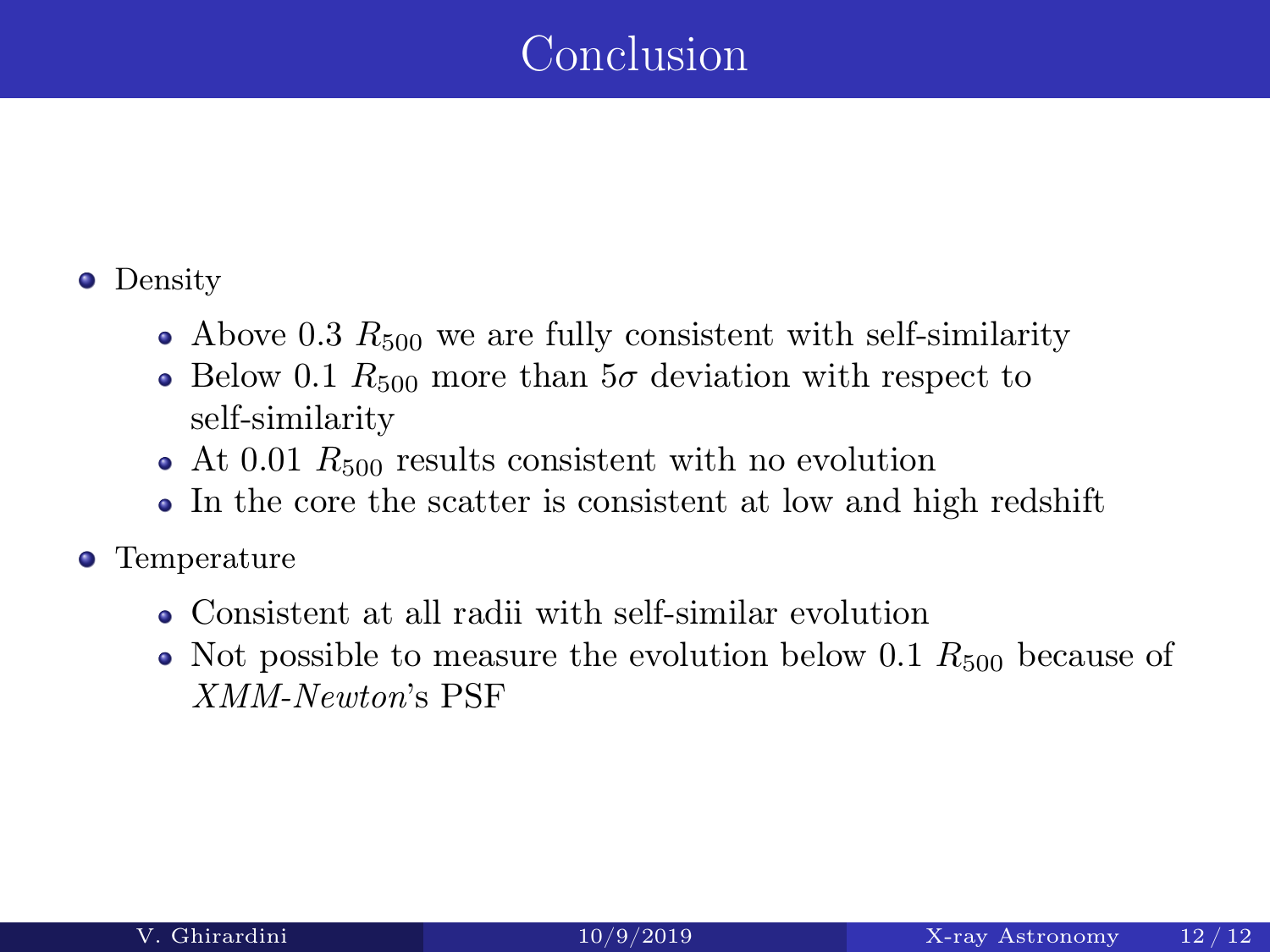# Conclusion

- Density
  - Above 0.3 $R_{500}$ we are fully consistent with self-similarity
  - Below 0.1 $R_{500}$ more than $5\sigma$ deviation with respect to self-similarity
  - At 0.01 $R_{500}$ results consistent with no evolution
  - In the core the scatter is consistent at low and high redshift
- Temperature
  - Consistent at all radii with self-similar evolution
  - Not possible to measure the evolution below 0.1 $R_{500}$ because of *XMM-Newton*'s PSF